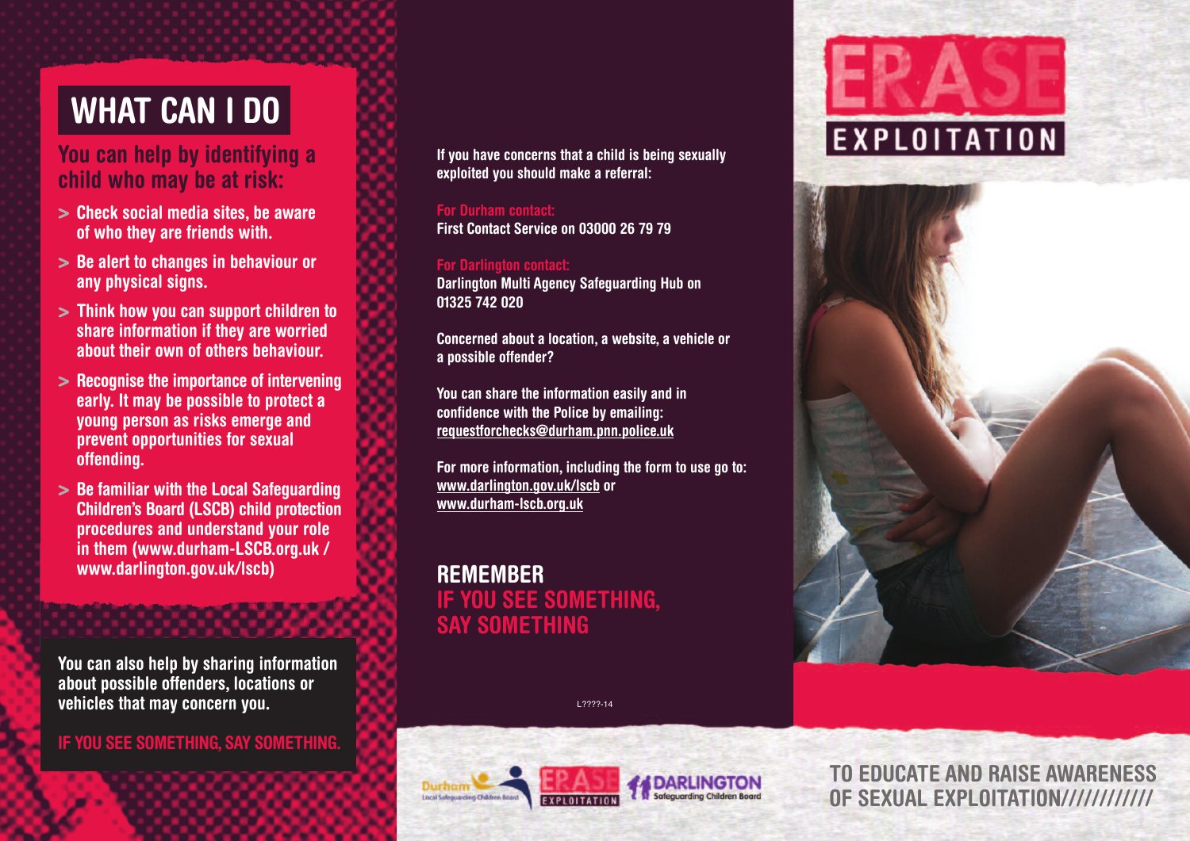# WHAT CAN I DO

## You can help by identifying a child who may be at risk:

- Check social media sites, be aware of who they are friends with.
- Be alert to changes in behaviour or any physical signs.
- Think how you can support children to share information if they are worried about their own of others behaviour.
- Recognise the importance of intervening early. It may be possible to protect a young person as risks emerge and prevent opportunities for sexual offending.
- Be familiar with the Local Safeguarding Children's Board (LSCB) child protection procedures and understand your role in them (www.durham-LSCB.org.uk / www.darlington.gov.uk/lscb)

**You can also help by sharing information about possible offenders, locations or vehicles that may concern you.**

**IF YOU SEE SOMETHING, SAY SOMETHING.**

**If you have concerns that a child is being sexually exploited you should make a referral:**

**For Durham contact:**
First Contact Service on 03000 26 79 79

**For Darlington contact:**
Darlington Multi Agency Safeguarding Hub on 01325 742 020

**Concerned about a location, a website, a vehicle or a possible offender?**

You can share the information easily and in confidence with the Police by emailing: requestforchecks@durham.pnn.police.uk

For more information, including the form to use go to: www.darlington.gov.uk/lscb or www.durham-lscb.org.uk

## REMEMBER
## IF YOU SEE SOMETHING, SAY SOMETHING

L????-14

Durham Local Safeguarding Children Board | ERASE EXPLOITATION | DARLINGTON Safeguarding Children Board

# ERASE EXPLOITATION

**TO EDUCATE AND RAISE AWARENESS OF SEXUAL EXPLOITATION///////////**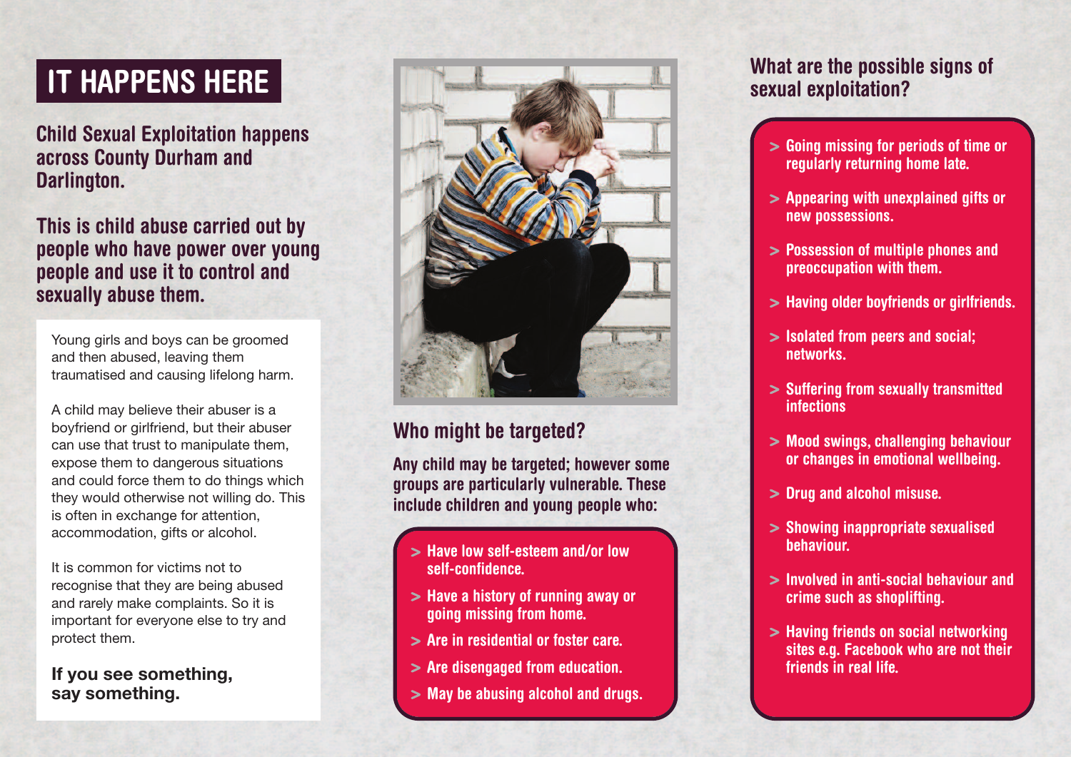# IT HAPPENS HERE

## Child Sexual Exploitation happens across County Durham and Darlington.

## This is child abuse carried out by people who have power over young people and use it to control and sexually abuse them.

Young girls and boys can be groomed and then abused, leaving them traumatised and causing lifelong harm.

A child may believe their abuser is a boyfriend or girlfriend, but their abuser can use that trust to manipulate them, expose them to dangerous situations and could force them to do things which they would otherwise not willing do. This is often in exchange for attention, accommodation, gifts or alcohol.

It is common for victims not to recognise that they are being abused and rarely make complaints. So it is important for everyone else to try and protect them.

**If you see something, say something.**

## Who might be targeted?

**Any child may be targeted; however some groups are particularly vulnerable. These include children and young people who:**

- Have low self-esteem and/or low self-confidence.
- Have a history of running away or going missing from home.
- Are in residential or foster care.
- Are disengaged from education.
- May be abusing alcohol and drugs.

## What are the possible signs of sexual exploitation?

- Going missing for periods of time or regularly returning home late.
- Appearing with unexplained gifts or new possessions.
- Possession of multiple phones and preoccupation with them.
- Having older boyfriends or girlfriends.
- Isolated from peers and social; networks.
- Suffering from sexually transmitted infections
- Mood swings, challenging behaviour or changes in emotional wellbeing.
- Drug and alcohol misuse.
- Showing inappropriate sexualised behaviour.
- Involved in anti-social behaviour and crime such as shoplifting.
- Having friends on social networking sites e.g. Facebook who are not their friends in real life.